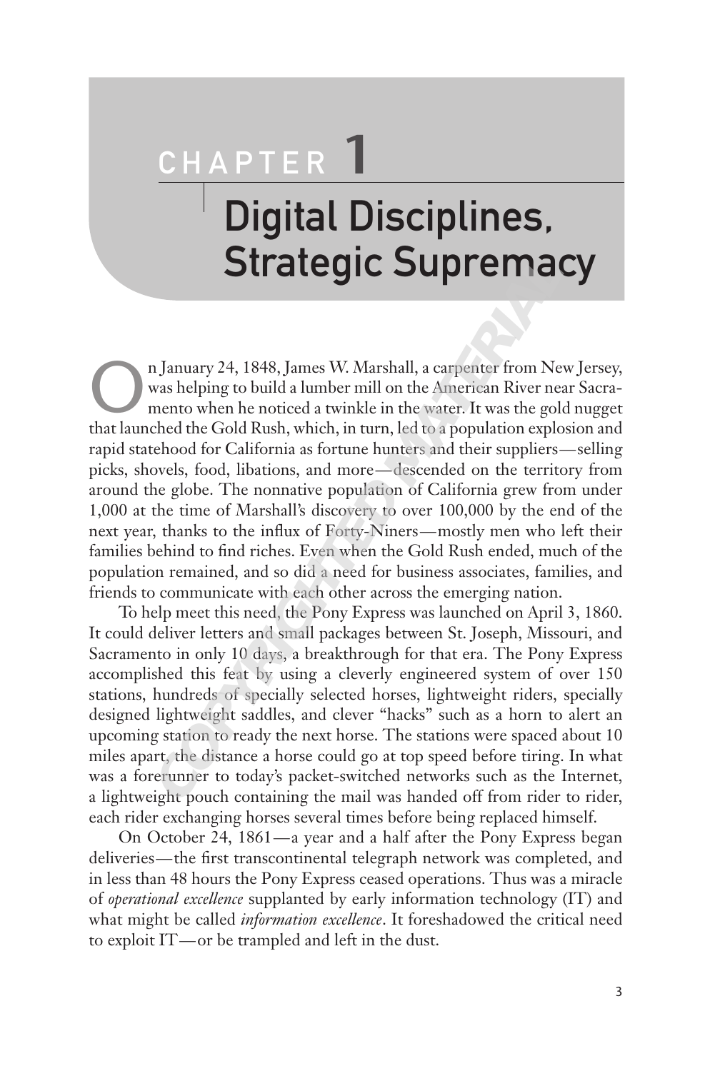# CHAPTER 1

# Digital Disciplines, Strategic Supremacy

On January 24, 1848, James W. Marshall, a carpenter from New Jersey, was helping to build a lumber mill on the American River near Sacramento when he noticed a twinkle in the water. It was the gold nugget that launched the Gold Rush, which, in turn, led to a population explosion and rapid statehood for California as fortune hunters and their suppliers—selling picks, shovels, food, libations, and more—descended on the territory from around the globe. The nonnative population of California grew from under 1,000 at the time of Marshall's discovery to over 100,000 by the end of the next year, thanks to the influx of Forty-Niners—mostly men who left their families behind to find riches. Even when the Gold Rush ended, much of the population remained, and so did a need for business associates, families, and friends to communicate with each other across the emerging nation.

To help meet this need, the Pony Express was launched on April 3, 1860. It could deliver letters and small packages between St. Joseph, Missouri, and Sacramento in only 10 days, a breakthrough for that era. The Pony Express accomplished this feat by using a cleverly engineered system of over 150 stations, hundreds of specially selected horses, lightweight riders, specially designed lightweight saddles, and clever "hacks" such as a horn to alert an upcoming station to ready the next horse. The stations were spaced about 10 miles apart, the distance a horse could go at top speed before tiring. In what was a forerunner to today's packet-switched networks such as the Internet, a lightweight pouch containing the mail was handed off from rider to rider, each rider exchanging horses several times before being replaced himself.

On October 24, 1861—a year and a half after the Pony Express began deliveries—the first transcontinental telegraph network was completed, and in less than 48 hours the Pony Express ceased operations. Thus was a miracle of *operational excellence* supplanted by early information technology (IT) and what might be called *information excellence*. It foreshadowed the critical need to exploit IT—or be trampled and left in the dust.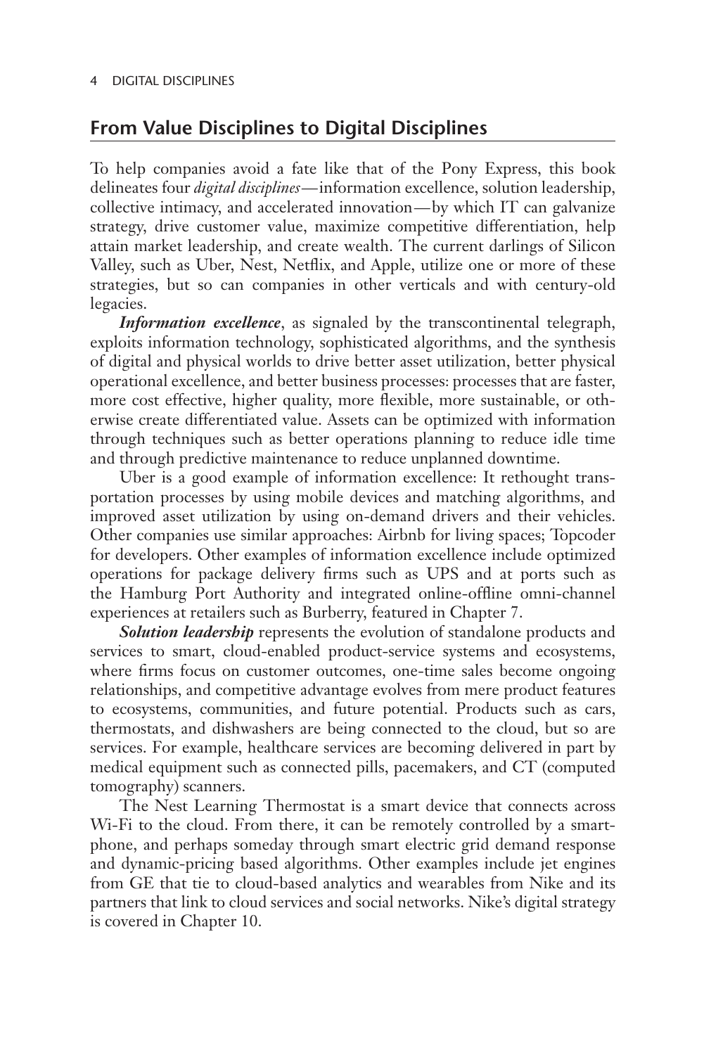## From Value Disciplines to Digital Disciplines

To help companies avoid a fate like that of the Pony Express, this book delineates four *digital disciplines*—information excellence, solution leadership, collective intimacy, and accelerated innovation—by which IT can galvanize strategy, drive customer value, maximize competitive differentiation, help attain market leadership, and create wealth. The current darlings of Silicon Valley, such as Uber, Nest, Netflix, and Apple, utilize one or more of these strategies, but so can companies in other verticals and with century-old legacies.

***Information excellence***, as signaled by the transcontinental telegraph, exploits information technology, sophisticated algorithms, and the synthesis of digital and physical worlds to drive better asset utilization, better physical operational excellence, and better business processes: processes that are faster, more cost effective, higher quality, more flexible, more sustainable, or otherwise create differentiated value. Assets can be optimized with information through techniques such as better operations planning to reduce idle time and through predictive maintenance to reduce unplanned downtime.

Uber is a good example of information excellence: It rethought transportation processes by using mobile devices and matching algorithms, and improved asset utilization by using on-demand drivers and their vehicles. Other companies use similar approaches: Airbnb for living spaces; Topcoder for developers. Other examples of information excellence include optimized operations for package delivery firms such as UPS and at ports such as the Hamburg Port Authority and integrated online-offline omni-channel experiences at retailers such as Burberry, featured in Chapter 7.

***Solution leadership*** represents the evolution of standalone products and services to smart, cloud-enabled product-service systems and ecosystems, where firms focus on customer outcomes, one-time sales become ongoing relationships, and competitive advantage evolves from mere product features to ecosystems, communities, and future potential. Products such as cars, thermostats, and dishwashers are being connected to the cloud, but so are services. For example, healthcare services are becoming delivered in part by medical equipment such as connected pills, pacemakers, and CT (computed tomography) scanners.

The Nest Learning Thermostat is a smart device that connects across Wi-Fi to the cloud. From there, it can be remotely controlled by a smartphone, and perhaps someday through smart electric grid demand response and dynamic-pricing based algorithms. Other examples include jet engines from GE that tie to cloud-based analytics and wearables from Nike and its partners that link to cloud services and social networks. Nike's digital strategy is covered in Chapter 10.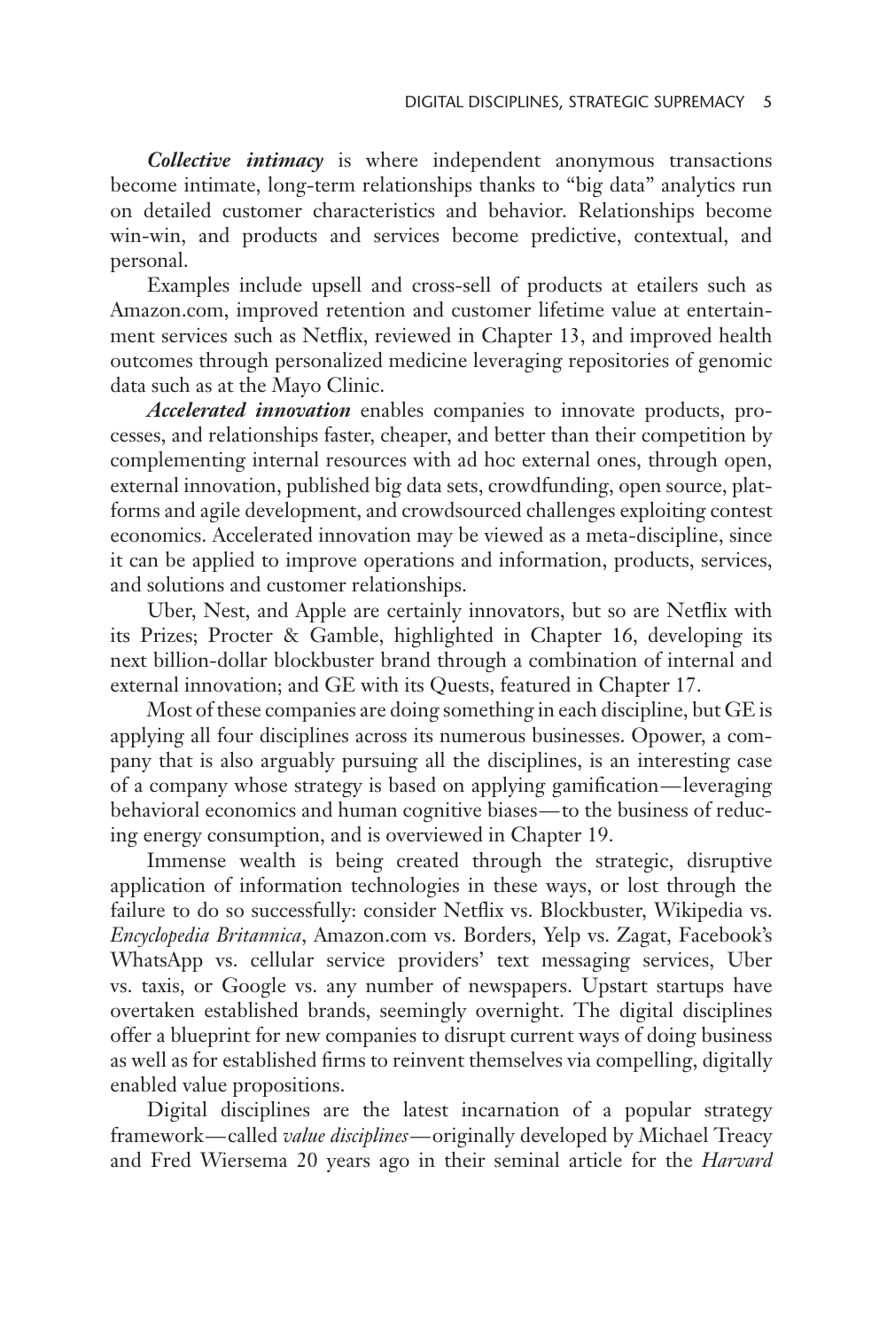***Collective intimacy*** is where independent anonymous transactions become intimate, long-term relationships thanks to "big data" analytics run on detailed customer characteristics and behavior. Relationships become win-win, and products and services become predictive, contextual, and personal.

Examples include upsell and cross-sell of products at etailers such as Amazon.com, improved retention and customer lifetime value at entertainment services such as Netflix, reviewed in Chapter 13, and improved health outcomes through personalized medicine leveraging repositories of genomic data such as at the Mayo Clinic.

***Accelerated innovation*** enables companies to innovate products, processes, and relationships faster, cheaper, and better than their competition by complementing internal resources with ad hoc external ones, through open, external innovation, published big data sets, crowdfunding, open source, platforms and agile development, and crowdsourced challenges exploiting contest economics. Accelerated innovation may be viewed as a meta-discipline, since it can be applied to improve operations and information, products, services, and solutions and customer relationships.

Uber, Nest, and Apple are certainly innovators, but so are Netflix with its Prizes; Procter & Gamble, highlighted in Chapter 16, developing its next billion-dollar blockbuster brand through a combination of internal and external innovation; and GE with its Quests, featured in Chapter 17.

Most of these companies are doing something in each discipline, but GE is applying all four disciplines across its numerous businesses. Opower, a company that is also arguably pursuing all the disciplines, is an interesting case of a company whose strategy is based on applying gamification—leveraging behavioral economics and human cognitive biases—to the business of reducing energy consumption, and is overviewed in Chapter 19.

Immense wealth is being created through the strategic, disruptive application of information technologies in these ways, or lost through the failure to do so successfully: consider Netflix vs. Blockbuster, Wikipedia vs. *Encyclopedia Britannica*, Amazon.com vs. Borders, Yelp vs. Zagat, Facebook's WhatsApp vs. cellular service providers' text messaging services, Uber vs. taxis, or Google vs. any number of newspapers. Upstart startups have overtaken established brands, seemingly overnight. The digital disciplines offer a blueprint for new companies to disrupt current ways of doing business as well as for established firms to reinvent themselves via compelling, digitally enabled value propositions.

Digital disciplines are the latest incarnation of a popular strategy framework—called *value disciplines*—originally developed by Michael Treacy and Fred Wiersema 20 years ago in their seminal article for the *Harvard*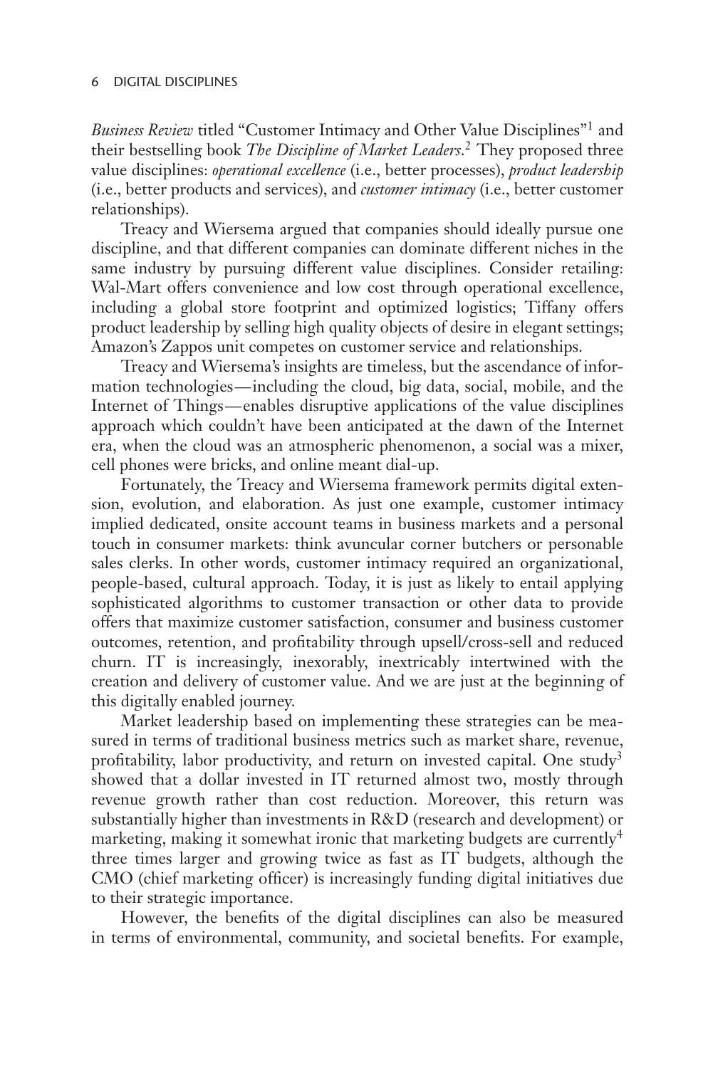*Business Review* titled "Customer Intimacy and Other Value Disciplines"[1] and their bestselling book *The Discipline of Market Leaders*.[2] They proposed three value disciplines: *operational excellence* (i.e., better processes), *product leadership* (i.e., better products and services), and *customer intimacy* (i.e., better customer relationships).

Treacy and Wiersema argued that companies should ideally pursue one discipline, and that different companies can dominate different niches in the same industry by pursuing different value disciplines. Consider retailing: Wal-Mart offers convenience and low cost through operational excellence, including a global store footprint and optimized logistics; Tiffany offers product leadership by selling high quality objects of desire in elegant settings; Amazon's Zappos unit competes on customer service and relationships.

Treacy and Wiersema's insights are timeless, but the ascendance of information technologies—including the cloud, big data, social, mobile, and the Internet of Things—enables disruptive applications of the value disciplines approach which couldn't have been anticipated at the dawn of the Internet era, when the cloud was an atmospheric phenomenon, a social was a mixer, cell phones were bricks, and online meant dial-up.

Fortunately, the Treacy and Wiersema framework permits digital extension, evolution, and elaboration. As just one example, customer intimacy implied dedicated, onsite account teams in business markets and a personal touch in consumer markets: think avuncular corner butchers or personable sales clerks. In other words, customer intimacy required an organizational, people-based, cultural approach. Today, it is just as likely to entail applying sophisticated algorithms to customer transaction or other data to provide offers that maximize customer satisfaction, consumer and business customer outcomes, retention, and profitability through upsell/cross-sell and reduced churn. IT is increasingly, inexorably, inextricably intertwined with the creation and delivery of customer value. And we are just at the beginning of this digitally enabled journey.

Market leadership based on implementing these strategies can be measured in terms of traditional business metrics such as market share, revenue, profitability, labor productivity, and return on invested capital. One study[3] showed that a dollar invested in IT returned almost two, mostly through revenue growth rather than cost reduction. Moreover, this return was substantially higher than investments in R&D (research and development) or marketing, making it somewhat ironic that marketing budgets are currently[4] three times larger and growing twice as fast as IT budgets, although the CMO (chief marketing officer) is increasingly funding digital initiatives due to their strategic importance.

However, the benefits of the digital disciplines can also be measured in terms of environmental, community, and societal benefits. For example,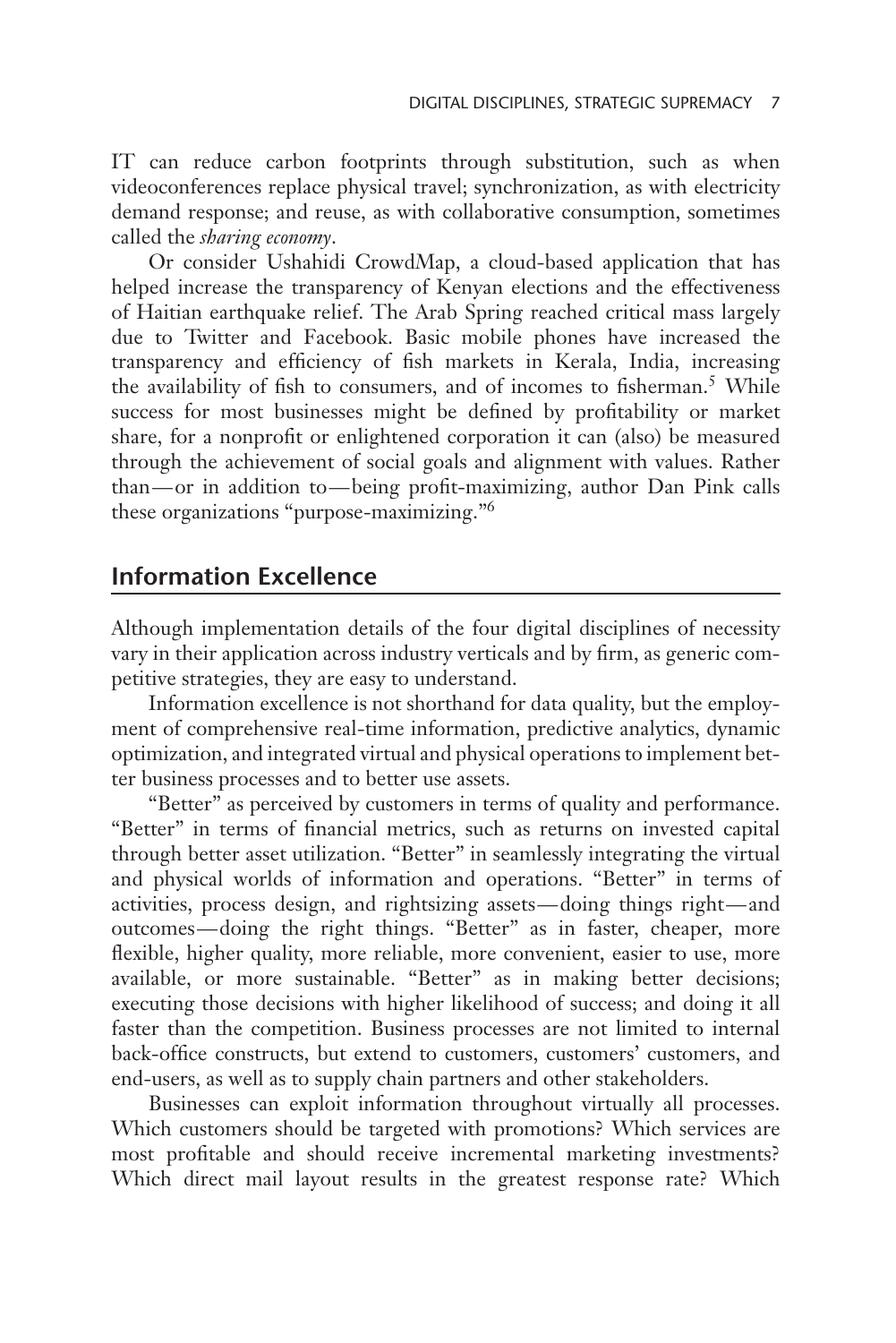IT can reduce carbon footprints through substitution, such as when videoconferences replace physical travel; synchronization, as with electricity demand response; and reuse, as with collaborative consumption, sometimes called the *sharing economy*.

Or consider Ushahidi CrowdMap, a cloud-based application that has helped increase the transparency of Kenyan elections and the effectiveness of Haitian earthquake relief. The Arab Spring reached critical mass largely due to Twitter and Facebook. Basic mobile phones have increased the transparency and efficiency of fish markets in Kerala, India, increasing the availability of fish to consumers, and of incomes to fisherman.[5] While success for most businesses might be defined by profitability or market share, for a nonprofit or enlightened corporation it can (also) be measured through the achievement of social goals and alignment with values. Rather than—or in addition to—being profit-maximizing, author Dan Pink calls these organizations "purpose-maximizing."[6]

## Information Excellence

Although implementation details of the four digital disciplines of necessity vary in their application across industry verticals and by firm, as generic competitive strategies, they are easy to understand.

Information excellence is not shorthand for data quality, but the employment of comprehensive real-time information, predictive analytics, dynamic optimization, and integrated virtual and physical operations to implement better business processes and to better use assets.

"Better" as perceived by customers in terms of quality and performance. "Better" in terms of financial metrics, such as returns on invested capital through better asset utilization. "Better" in seamlessly integrating the virtual and physical worlds of information and operations. "Better" in terms of activities, process design, and rightsizing assets—doing things right—and outcomes—doing the right things. "Better" as in faster, cheaper, more flexible, higher quality, more reliable, more convenient, easier to use, more available, or more sustainable. "Better" as in making better decisions; executing those decisions with higher likelihood of success; and doing it all faster than the competition. Business processes are not limited to internal back-office constructs, but extend to customers, customers' customers, and end-users, as well as to supply chain partners and other stakeholders.

Businesses can exploit information throughout virtually all processes. Which customers should be targeted with promotions? Which services are most profitable and should receive incremental marketing investments? Which direct mail layout results in the greatest response rate? Which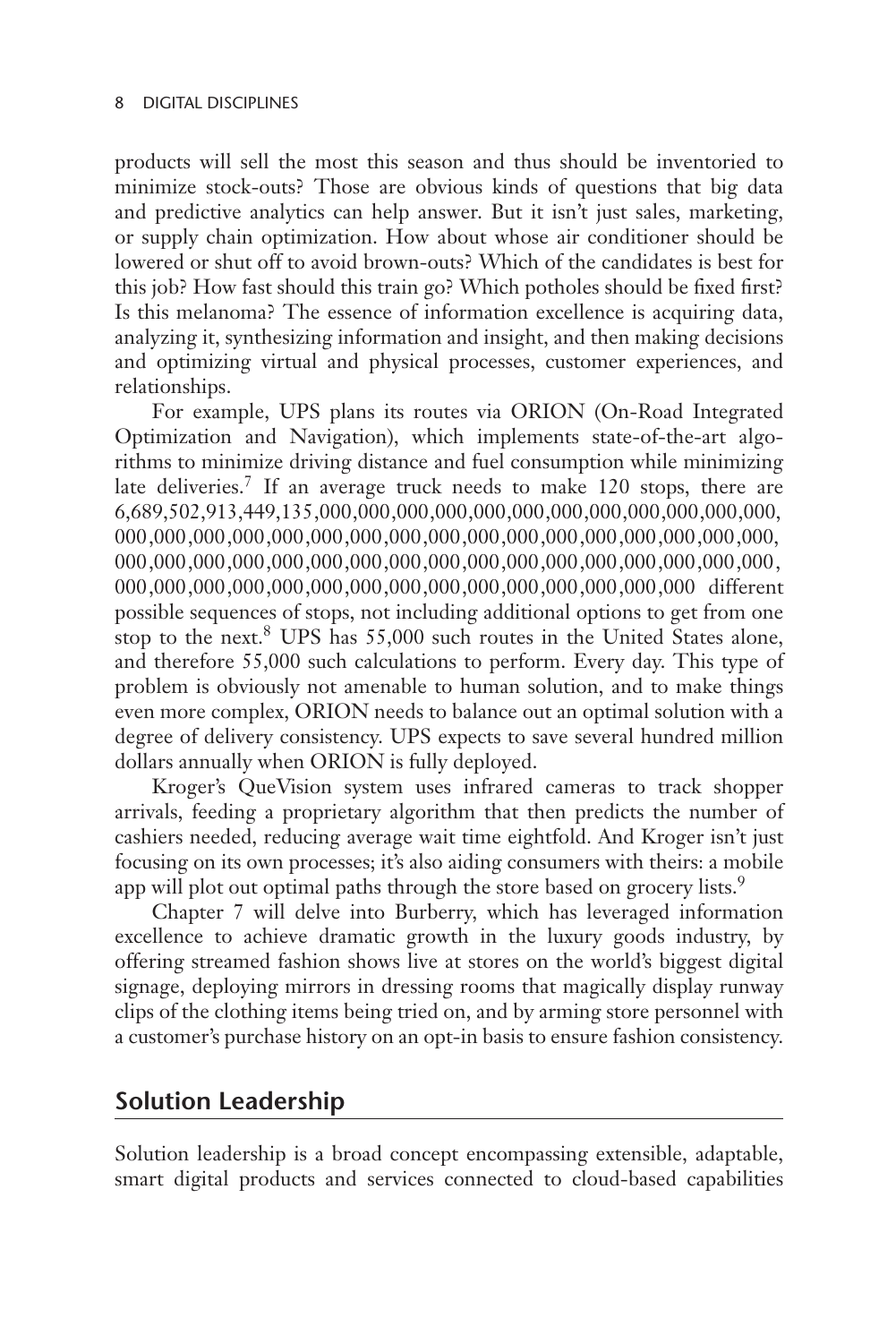products will sell the most this season and thus should be inventoried to minimize stock-outs? Those are obvious kinds of questions that big data and predictive analytics can help answer. But it isn't just sales, marketing, or supply chain optimization. How about whose air conditioner should be lowered or shut off to avoid brown-outs? Which of the candidates is best for this job? How fast should this train go? Which potholes should be fixed first? Is this melanoma? The essence of information excellence is acquiring data, analyzing it, synthesizing information and insight, and then making decisions and optimizing virtual and physical processes, customer experiences, and relationships.

For example, UPS plans its routes via ORION (On-Road Integrated Optimization and Navigation), which implements state-of-the-art algorithms to minimize driving distance and fuel consumption while minimizing late deliveries.[7] If an average truck needs to make 120 stops, there are 6,689,502,913,449,135,000,000,000,000,000,000,000,000,000,000,000,000,000,000,000,000,000,000,000,000,000,000,000,000,000,000,000,000,000,000,000,000,000,000,000,000,000,000,000,000,000,000,000,000,000,000,000,000,000,000,000,000,000,000,000,000,000,000,000,000,000,000,000,000,000 different possible sequences of stops, not including additional options to get from one stop to the next.[8] UPS has 55,000 such routes in the United States alone, and therefore 55,000 such calculations to perform. Every day. This type of problem is obviously not amenable to human solution, and to make things even more complex, ORION needs to balance out an optimal solution with a degree of delivery consistency. UPS expects to save several hundred million dollars annually when ORION is fully deployed.

Kroger's QueVision system uses infrared cameras to track shopper arrivals, feeding a proprietary algorithm that then predicts the number of cashiers needed, reducing average wait time eightfold. And Kroger isn't just focusing on its own processes; it's also aiding consumers with theirs: a mobile app will plot out optimal paths through the store based on grocery lists.[9]

Chapter 7 will delve into Burberry, which has leveraged information excellence to achieve dramatic growth in the luxury goods industry, by offering streamed fashion shows live at stores on the world's biggest digital signage, deploying mirrors in dressing rooms that magically display runway clips of the clothing items being tried on, and by arming store personnel with a customer's purchase history on an opt-in basis to ensure fashion consistency.

## Solution Leadership

Solution leadership is a broad concept encompassing extensible, adaptable, smart digital products and services connected to cloud-based capabilities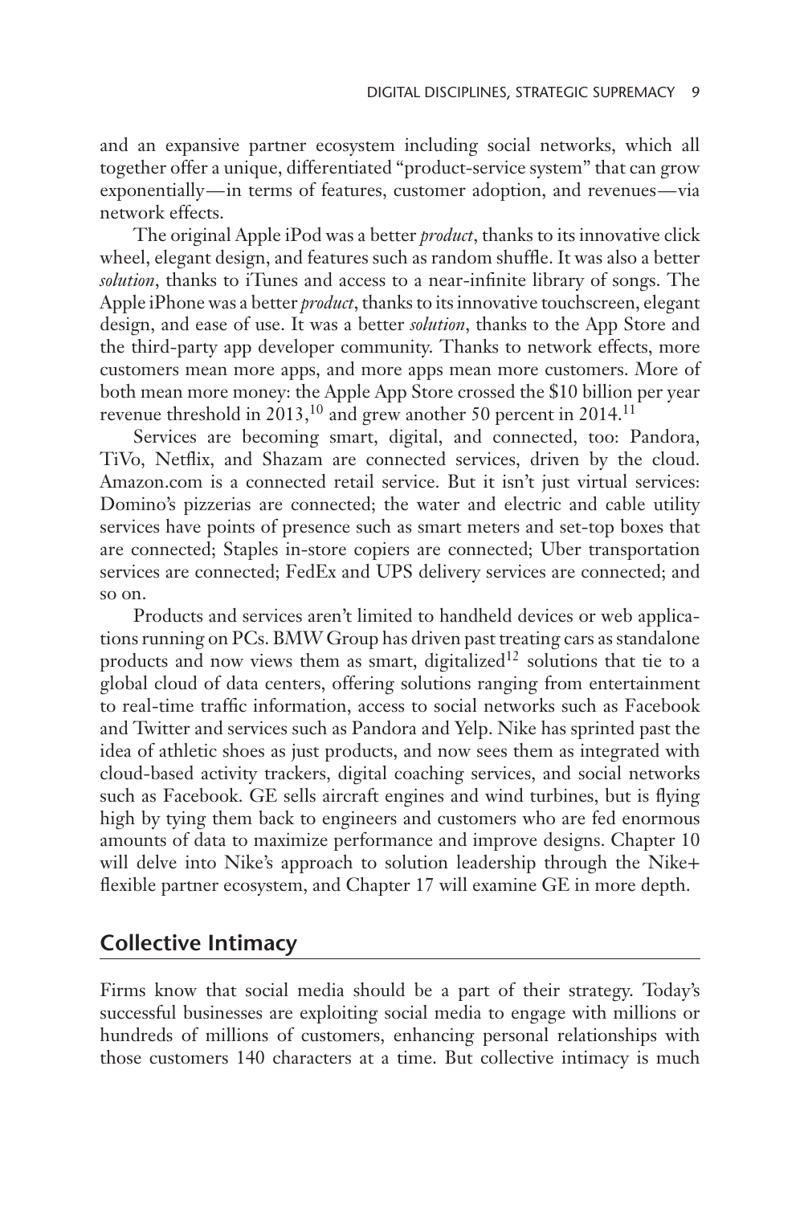and an expansive partner ecosystem including social networks, which all together offer a unique, differentiated "product-service system" that can grow exponentially—in terms of features, customer adoption, and revenues—via network effects.

The original Apple iPod was a better *product*, thanks to its innovative click wheel, elegant design, and features such as random shuffle. It was also a better *solution*, thanks to iTunes and access to a near-infinite library of songs. The Apple iPhone was a better *product*, thanks to its innovative touchscreen, elegant design, and ease of use. It was a better *solution*, thanks to the App Store and the third-party app developer community. Thanks to network effects, more customers mean more apps, and more apps mean more customers. More of both mean more money: the Apple App Store crossed the $10 billion per year revenue threshold in 2013,[10] and grew another 50 percent in 2014.[11]

Services are becoming smart, digital, and connected, too: Pandora, TiVo, Netflix, and Shazam are connected services, driven by the cloud. Amazon.com is a connected retail service. But it isn't just virtual services: Domino's pizzerias are connected; the water and electric and cable utility services have points of presence such as smart meters and set-top boxes that are connected; Staples in-store copiers are connected; Uber transportation services are connected; FedEx and UPS delivery services are connected; and so on.

Products and services aren't limited to handheld devices or web applications running on PCs. BMW Group has driven past treating cars as standalone products and now views them as smart, digitalized[12] solutions that tie to a global cloud of data centers, offering solutions ranging from entertainment to real-time traffic information, access to social networks such as Facebook and Twitter and services such as Pandora and Yelp. Nike has sprinted past the idea of athletic shoes as just products, and now sees them as integrated with cloud-based activity trackers, digital coaching services, and social networks such as Facebook. GE sells aircraft engines and wind turbines, but is flying high by tying them back to engineers and customers who are fed enormous amounts of data to maximize performance and improve designs. Chapter 10 will delve into Nike's approach to solution leadership through the Nike+ flexible partner ecosystem, and Chapter 17 will examine GE in more depth.

## Collective Intimacy

Firms know that social media should be a part of their strategy. Today's successful businesses are exploiting social media to engage with millions or hundreds of millions of customers, enhancing personal relationships with those customers 140 characters at a time. But collective intimacy is much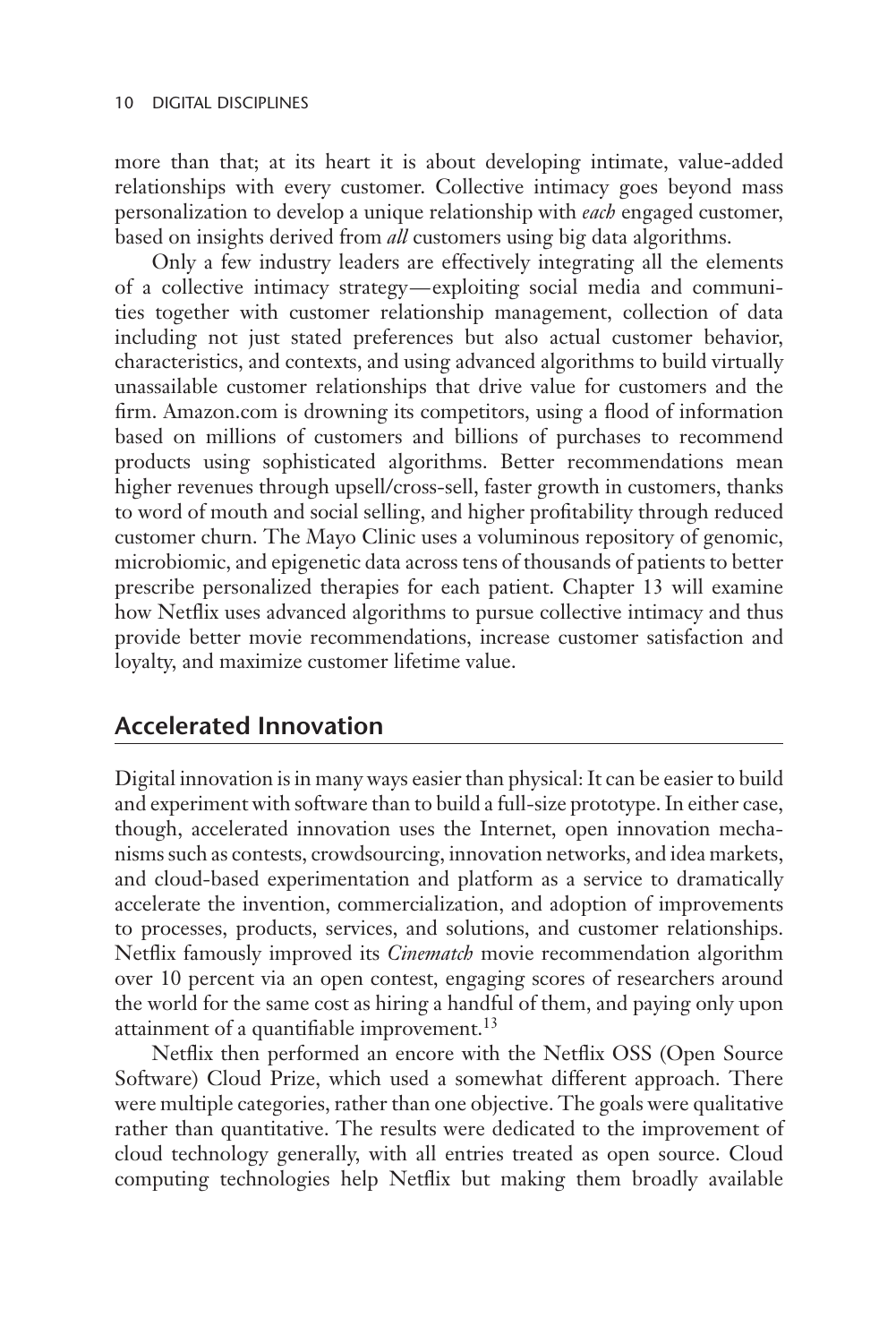more than that; at its heart it is about developing intimate, value-added relationships with every customer. Collective intimacy goes beyond mass personalization to develop a unique relationship with *each* engaged customer, based on insights derived from *all* customers using big data algorithms.

Only a few industry leaders are effectively integrating all the elements of a collective intimacy strategy—exploiting social media and communities together with customer relationship management, collection of data including not just stated preferences but also actual customer behavior, characteristics, and contexts, and using advanced algorithms to build virtually unassailable customer relationships that drive value for customers and the firm. Amazon.com is drowning its competitors, using a flood of information based on millions of customers and billions of purchases to recommend products using sophisticated algorithms. Better recommendations mean higher revenues through upsell/cross-sell, faster growth in customers, thanks to word of mouth and social selling, and higher profitability through reduced customer churn. The Mayo Clinic uses a voluminous repository of genomic, microbiomic, and epigenetic data across tens of thousands of patients to better prescribe personalized therapies for each patient. Chapter 13 will examine how Netflix uses advanced algorithms to pursue collective intimacy and thus provide better movie recommendations, increase customer satisfaction and loyalty, and maximize customer lifetime value.

## Accelerated Innovation

Digital innovation is in many ways easier than physical: It can be easier to build and experiment with software than to build a full-size prototype. In either case, though, accelerated innovation uses the Internet, open innovation mechanisms such as contests, crowdsourcing, innovation networks, and idea markets, and cloud-based experimentation and platform as a service to dramatically accelerate the invention, commercialization, and adoption of improvements to processes, products, services, and solutions, and customer relationships. Netflix famously improved its *Cinematch* movie recommendation algorithm over 10 percent via an open contest, engaging scores of researchers around the world for the same cost as hiring a handful of them, and paying only upon attainment of a quantifiable improvement.[13]

Netflix then performed an encore with the Netflix OSS (Open Source Software) Cloud Prize, which used a somewhat different approach. There were multiple categories, rather than one objective. The goals were qualitative rather than quantitative. The results were dedicated to the improvement of cloud technology generally, with all entries treated as open source. Cloud computing technologies help Netflix but making them broadly available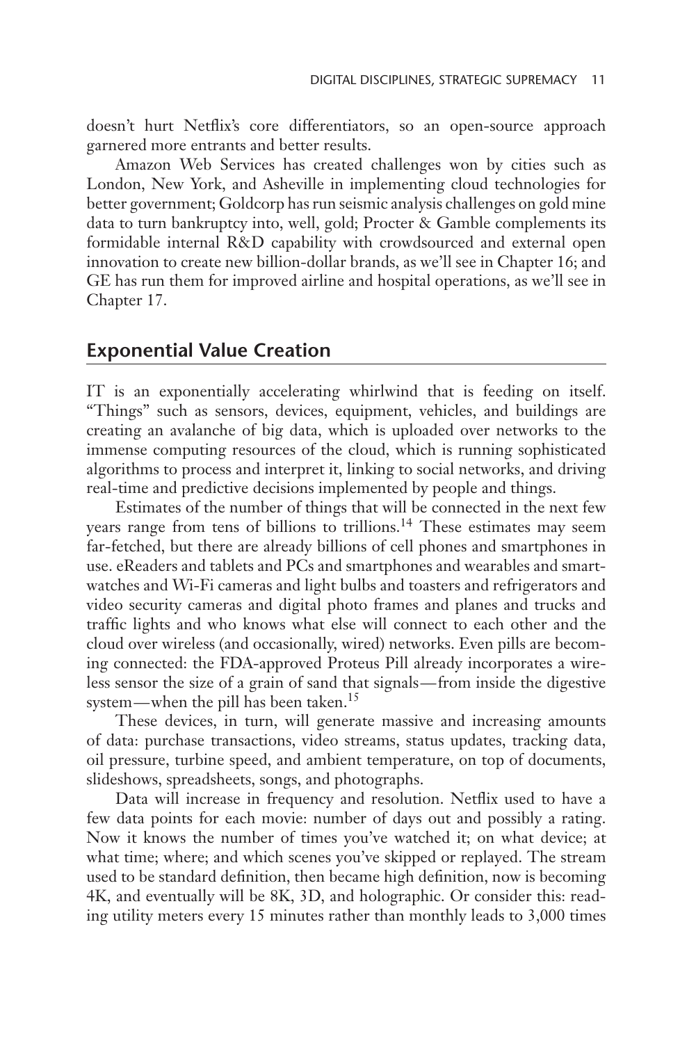doesn't hurt Netflix's core differentiators, so an open-source approach garnered more entrants and better results.

Amazon Web Services has created challenges won by cities such as London, New York, and Asheville in implementing cloud technologies for better government; Goldcorp has run seismic analysis challenges on gold mine data to turn bankruptcy into, well, gold; Procter & Gamble complements its formidable internal R&D capability with crowdsourced and external open innovation to create new billion-dollar brands, as we'll see in Chapter 16; and GE has run them for improved airline and hospital operations, as we'll see in Chapter 17.

## Exponential Value Creation

IT is an exponentially accelerating whirlwind that is feeding on itself. "Things" such as sensors, devices, equipment, vehicles, and buildings are creating an avalanche of big data, which is uploaded over networks to the immense computing resources of the cloud, which is running sophisticated algorithms to process and interpret it, linking to social networks, and driving real-time and predictive decisions implemented by people and things.

Estimates of the number of things that will be connected in the next few years range from tens of billions to trillions.[14] These estimates may seem far-fetched, but there are already billions of cell phones and smartphones in use. eReaders and tablets and PCs and smartphones and wearables and smartwatches and Wi-Fi cameras and light bulbs and toasters and refrigerators and video security cameras and digital photo frames and planes and trucks and traffic lights and who knows what else will connect to each other and the cloud over wireless (and occasionally, wired) networks. Even pills are becoming connected: the FDA-approved Proteus Pill already incorporates a wireless sensor the size of a grain of sand that signals—from inside the digestive system—when the pill has been taken.[15]

These devices, in turn, will generate massive and increasing amounts of data: purchase transactions, video streams, status updates, tracking data, oil pressure, turbine speed, and ambient temperature, on top of documents, slideshows, spreadsheets, songs, and photographs.

Data will increase in frequency and resolution. Netflix used to have a few data points for each movie: number of days out and possibly a rating. Now it knows the number of times you've watched it; on what device; at what time; where; and which scenes you've skipped or replayed. The stream used to be standard definition, then became high definition, now is becoming 4K, and eventually will be 8K, 3D, and holographic. Or consider this: reading utility meters every 15 minutes rather than monthly leads to 3,000 times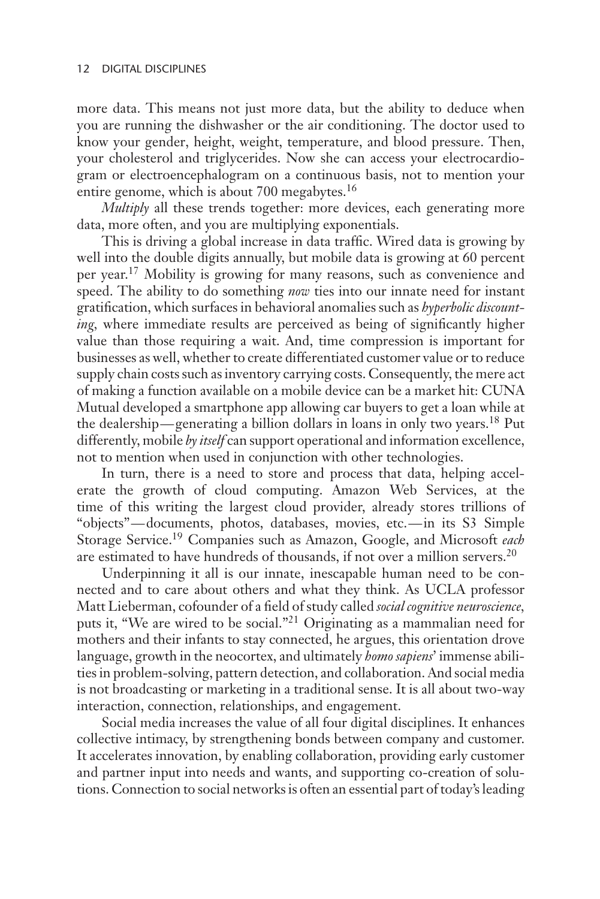more data. This means not just more data, but the ability to deduce when you are running the dishwasher or the air conditioning. The doctor used to know your gender, height, weight, temperature, and blood pressure. Then, your cholesterol and triglycerides. Now she can access your electrocardiogram or electroencephalogram on a continuous basis, not to mention your entire genome, which is about 700 megabytes.[16]

*Multiply* all these trends together: more devices, each generating more data, more often, and you are multiplying exponentials.

This is driving a global increase in data traffic. Wired data is growing by well into the double digits annually, but mobile data is growing at 60 percent per year.[17] Mobility is growing for many reasons, such as convenience and speed. The ability to do something *now* ties into our innate need for instant gratification, which surfaces in behavioral anomalies such as *hyperbolic discounting*, where immediate results are perceived as being of significantly higher value than those requiring a wait. And, time compression is important for businesses as well, whether to create differentiated customer value or to reduce supply chain costs such as inventory carrying costs. Consequently, the mere act of making a function available on a mobile device can be a market hit: CUNA Mutual developed a smartphone app allowing car buyers to get a loan while at the dealership—generating a billion dollars in loans in only two years.[18] Put differently, mobile *by itself* can support operational and information excellence, not to mention when used in conjunction with other technologies.

In turn, there is a need to store and process that data, helping accelerate the growth of cloud computing. Amazon Web Services, at the time of this writing the largest cloud provider, already stores trillions of "objects"—documents, photos, databases, movies, etc.—in its S3 Simple Storage Service.[19] Companies such as Amazon, Google, and Microsoft *each* are estimated to have hundreds of thousands, if not over a million servers.[20]

Underpinning it all is our innate, inescapable human need to be connected and to care about others and what they think. As UCLA professor Matt Lieberman, cofounder of a field of study called *social cognitive neuroscience*, puts it, "We are wired to be social."[21] Originating as a mammalian need for mothers and their infants to stay connected, he argues, this orientation drove language, growth in the neocortex, and ultimately *homo sapiens*' immense abilities in problem-solving, pattern detection, and collaboration. And social media is not broadcasting or marketing in a traditional sense. It is all about two-way interaction, connection, relationships, and engagement.

Social media increases the value of all four digital disciplines. It enhances collective intimacy, by strengthening bonds between company and customer. It accelerates innovation, by enabling collaboration, providing early customer and partner input into needs and wants, and supporting co-creation of solutions. Connection to social networks is often an essential part of today's leading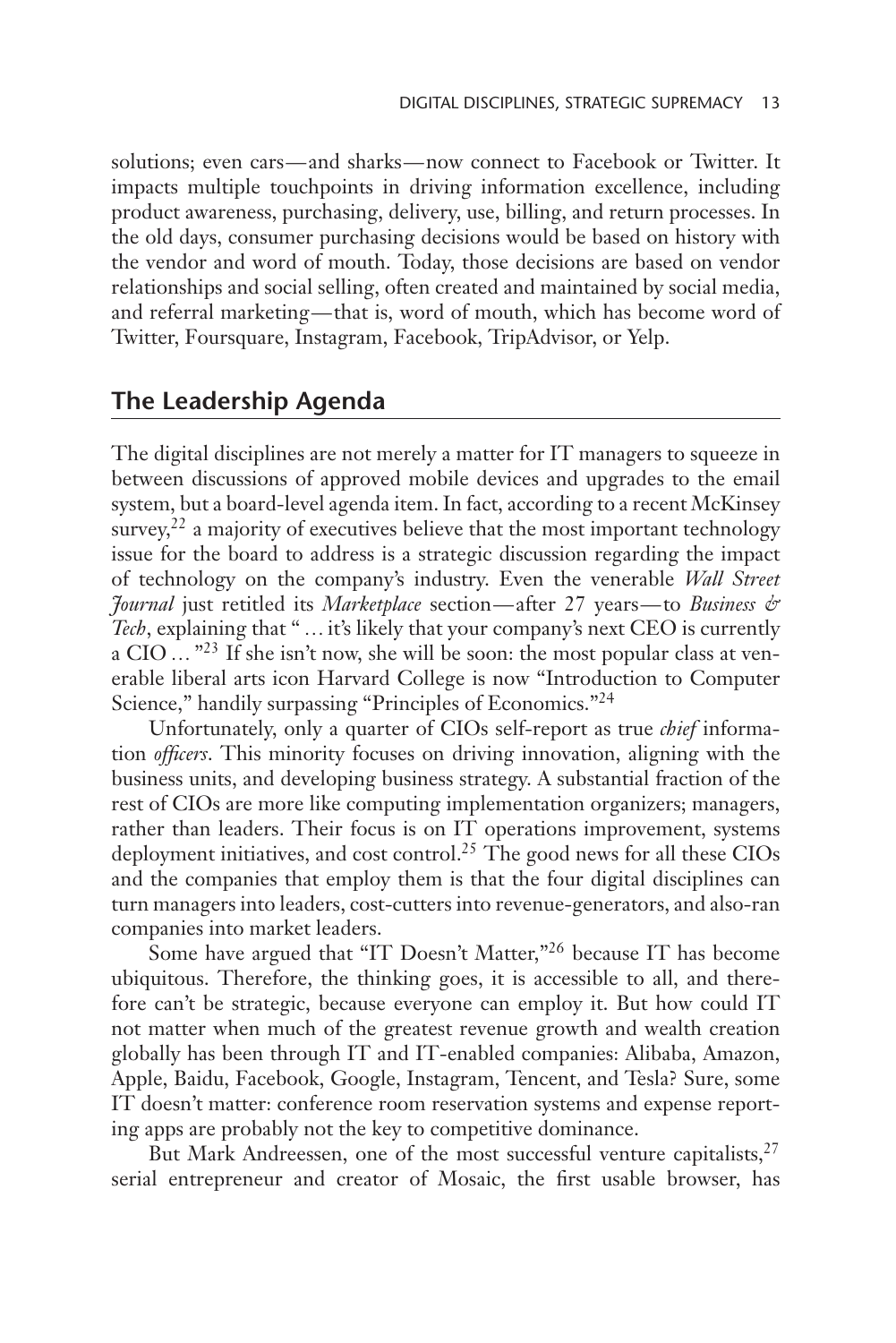solutions; even cars—and sharks—now connect to Facebook or Twitter. It impacts multiple touchpoints in driving information excellence, including product awareness, purchasing, delivery, use, billing, and return processes. In the old days, consumer purchasing decisions would be based on history with the vendor and word of mouth. Today, those decisions are based on vendor relationships and social selling, often created and maintained by social media, and referral marketing—that is, word of mouth, which has become word of Twitter, Foursquare, Instagram, Facebook, TripAdvisor, or Yelp.

## The Leadership Agenda

The digital disciplines are not merely a matter for IT managers to squeeze in between discussions of approved mobile devices and upgrades to the email system, but a board-level agenda item. In fact, according to a recent McKinsey survey,[22] a majority of executives believe that the most important technology issue for the board to address is a strategic discussion regarding the impact of technology on the company's industry. Even the venerable *Wall Street Journal* just retitled its *Marketplace* section—after 27 years—to *Business & Tech*, explaining that " … it's likely that your company's next CEO is currently a CIO … "[23] If she isn't now, she will be soon: the most popular class at venerable liberal arts icon Harvard College is now "Introduction to Computer Science," handily surpassing "Principles of Economics."[24]

Unfortunately, only a quarter of CIOs self-report as true *chief* information *officers*. This minority focuses on driving innovation, aligning with the business units, and developing business strategy. A substantial fraction of the rest of CIOs are more like computing implementation organizers; managers, rather than leaders. Their focus is on IT operations improvement, systems deployment initiatives, and cost control.[25] The good news for all these CIOs and the companies that employ them is that the four digital disciplines can turn managers into leaders, cost-cutters into revenue-generators, and also-ran companies into market leaders.

Some have argued that "IT Doesn't Matter,"[26] because IT has become ubiquitous. Therefore, the thinking goes, it is accessible to all, and therefore can't be strategic, because everyone can employ it. But how could IT not matter when much of the greatest revenue growth and wealth creation globally has been through IT and IT-enabled companies: Alibaba, Amazon, Apple, Baidu, Facebook, Google, Instagram, Tencent, and Tesla? Sure, some IT doesn't matter: conference room reservation systems and expense reporting apps are probably not the key to competitive dominance.

But Mark Andreessen, one of the most successful venture capitalists,[27] serial entrepreneur and creator of Mosaic, the first usable browser, has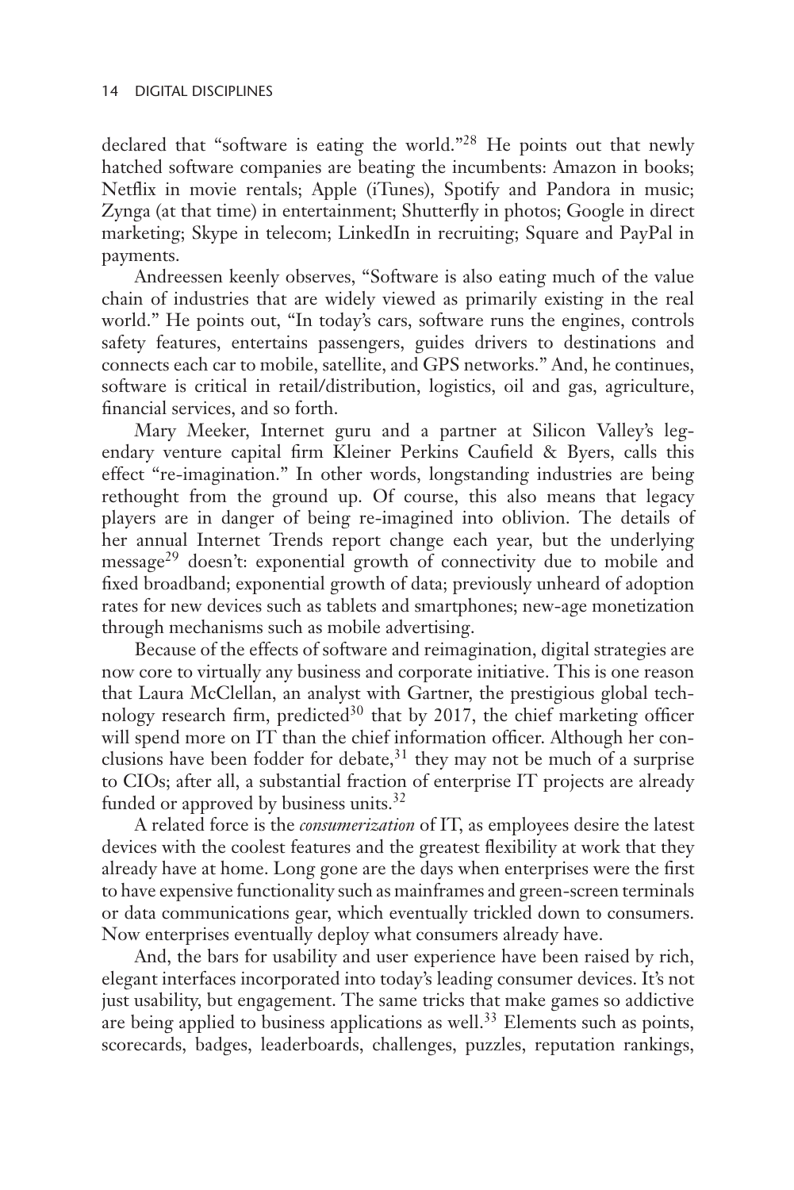declared that "software is eating the world."[28] He points out that newly hatched software companies are beating the incumbents: Amazon in books; Netflix in movie rentals; Apple (iTunes), Spotify and Pandora in music; Zynga (at that time) in entertainment; Shutterfly in photos; Google in direct marketing; Skype in telecom; LinkedIn in recruiting; Square and PayPal in payments.

Andreessen keenly observes, "Software is also eating much of the value chain of industries that are widely viewed as primarily existing in the real world." He points out, "In today's cars, software runs the engines, controls safety features, entertains passengers, guides drivers to destinations and connects each car to mobile, satellite, and GPS networks." And, he continues, software is critical in retail/distribution, logistics, oil and gas, agriculture, financial services, and so forth.

Mary Meeker, Internet guru and a partner at Silicon Valley's legendary venture capital firm Kleiner Perkins Caufield & Byers, calls this effect "re-imagination." In other words, longstanding industries are being rethought from the ground up. Of course, this also means that legacy players are in danger of being re-imagined into oblivion. The details of her annual Internet Trends report change each year, but the underlying message[29] doesn't: exponential growth of connectivity due to mobile and fixed broadband; exponential growth of data; previously unheard of adoption rates for new devices such as tablets and smartphones; new-age monetization through mechanisms such as mobile advertising.

Because of the effects of software and reimagination, digital strategies are now core to virtually any business and corporate initiative. This is one reason that Laura McClellan, an analyst with Gartner, the prestigious global technology research firm, predicted[30] that by 2017, the chief marketing officer will spend more on IT than the chief information officer. Although her conclusions have been fodder for debate,[31] they may not be much of a surprise to CIOs; after all, a substantial fraction of enterprise IT projects are already funded or approved by business units.[32]

A related force is the *consumerization* of IT, as employees desire the latest devices with the coolest features and the greatest flexibility at work that they already have at home. Long gone are the days when enterprises were the first to have expensive functionality such as mainframes and green-screen terminals or data communications gear, which eventually trickled down to consumers. Now enterprises eventually deploy what consumers already have.

And, the bars for usability and user experience have been raised by rich, elegant interfaces incorporated into today's leading consumer devices. It's not just usability, but engagement. The same tricks that make games so addictive are being applied to business applications as well.[33] Elements such as points, scorecards, badges, leaderboards, challenges, puzzles, reputation rankings,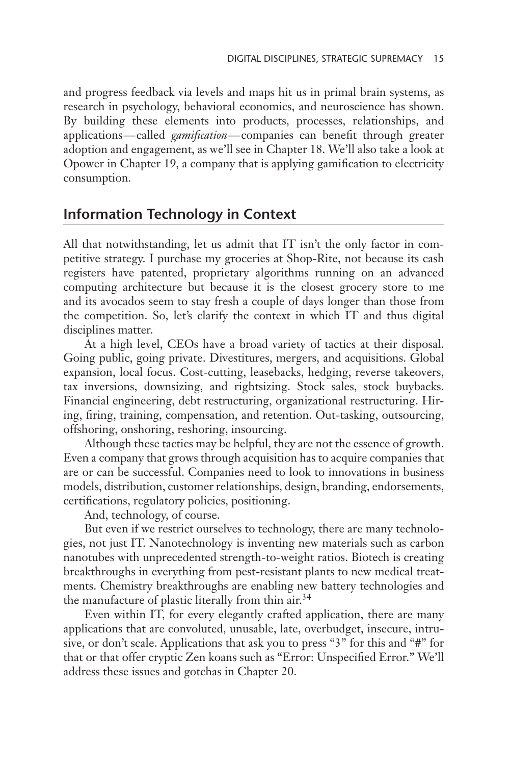and progress feedback via levels and maps hit us in primal brain systems, as research in psychology, behavioral economics, and neuroscience has shown. By building these elements into products, processes, relationships, and applications—called *gamification*—companies can benefit through greater adoption and engagement, as we'll see in Chapter 18. We'll also take a look at Opower in Chapter 19, a company that is applying gamification to electricity consumption.

## Information Technology in Context

All that notwithstanding, let us admit that IT isn't the only factor in competitive strategy. I purchase my groceries at Shop-Rite, not because its cash registers have patented, proprietary algorithms running on an advanced computing architecture but because it is the closest grocery store to me and its avocados seem to stay fresh a couple of days longer than those from the competition. So, let's clarify the context in which IT and thus digital disciplines matter.

At a high level, CEOs have a broad variety of tactics at their disposal. Going public, going private. Divestitures, mergers, and acquisitions. Global expansion, local focus. Cost-cutting, leasebacks, hedging, reverse takeovers, tax inversions, downsizing, and rightsizing. Stock sales, stock buybacks. Financial engineering, debt restructuring, organizational restructuring. Hiring, firing, training, compensation, and retention. Out-tasking, outsourcing, offshoring, onshoring, reshoring, insourcing.

Although these tactics may be helpful, they are not the essence of growth. Even a company that grows through acquisition has to acquire companies that are or can be successful. Companies need to look to innovations in business models, distribution, customer relationships, design, branding, endorsements, certifications, regulatory policies, positioning.

And, technology, of course.

But even if we restrict ourselves to technology, there are many technologies, not just IT. Nanotechnology is inventing new materials such as carbon nanotubes with unprecedented strength-to-weight ratios. Biotech is creating breakthroughs in everything from pest-resistant plants to new medical treatments. Chemistry breakthroughs are enabling new battery technologies and the manufacture of plastic literally from thin air.[34]

Even within IT, for every elegantly crafted application, there are many applications that are convoluted, unusable, late, overbudget, insecure, intrusive, or don't scale. Applications that ask you to press "3" for this and "#" for that or that offer cryptic Zen koans such as "Error: Unspecified Error." We'll address these issues and gotchas in Chapter 20.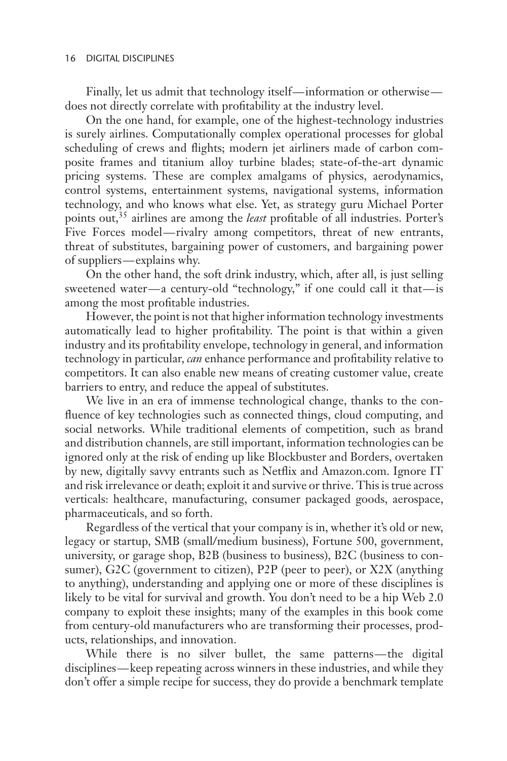Finally, let us admit that technology itself—information or otherwise—does not directly correlate with profitability at the industry level.

On the one hand, for example, one of the highest-technology industries is surely airlines. Computationally complex operational processes for global scheduling of crews and flights; modern jet airliners made of carbon composite frames and titanium alloy turbine blades; state-of-the-art dynamic pricing systems. These are complex amalgams of physics, aerodynamics, control systems, entertainment systems, navigational systems, information technology, and who knows what else. Yet, as strategy guru Michael Porter points out,[35] airlines are among the *least* profitable of all industries. Porter's Five Forces model—rivalry among competitors, threat of new entrants, threat of substitutes, bargaining power of customers, and bargaining power of suppliers—explains why.

On the other hand, the soft drink industry, which, after all, is just selling sweetened water—a century-old "technology," if one could call it that—is among the most profitable industries.

However, the point is not that higher information technology investments automatically lead to higher profitability. The point is that within a given industry and its profitability envelope, technology in general, and information technology in particular, *can* enhance performance and profitability relative to competitors. It can also enable new means of creating customer value, create barriers to entry, and reduce the appeal of substitutes.

We live in an era of immense technological change, thanks to the confluence of key technologies such as connected things, cloud computing, and social networks. While traditional elements of competition, such as brand and distribution channels, are still important, information technologies can be ignored only at the risk of ending up like Blockbuster and Borders, overtaken by new, digitally savvy entrants such as Netflix and Amazon.com. Ignore IT and risk irrelevance or death; exploit it and survive or thrive. This is true across verticals: healthcare, manufacturing, consumer packaged goods, aerospace, pharmaceuticals, and so forth.

Regardless of the vertical that your company is in, whether it's old or new, legacy or startup, SMB (small/medium business), Fortune 500, government, university, or garage shop, B2B (business to business), B2C (business to consumer), G2C (government to citizen), P2P (peer to peer), or X2X (anything to anything), understanding and applying one or more of these disciplines is likely to be vital for survival and growth. You don't need to be a hip Web 2.0 company to exploit these insights; many of the examples in this book come from century-old manufacturers who are transforming their processes, products, relationships, and innovation.

While there is no silver bullet, the same patterns—the digital disciplines—keep repeating across winners in these industries, and while they don't offer a simple recipe for success, they do provide a benchmark template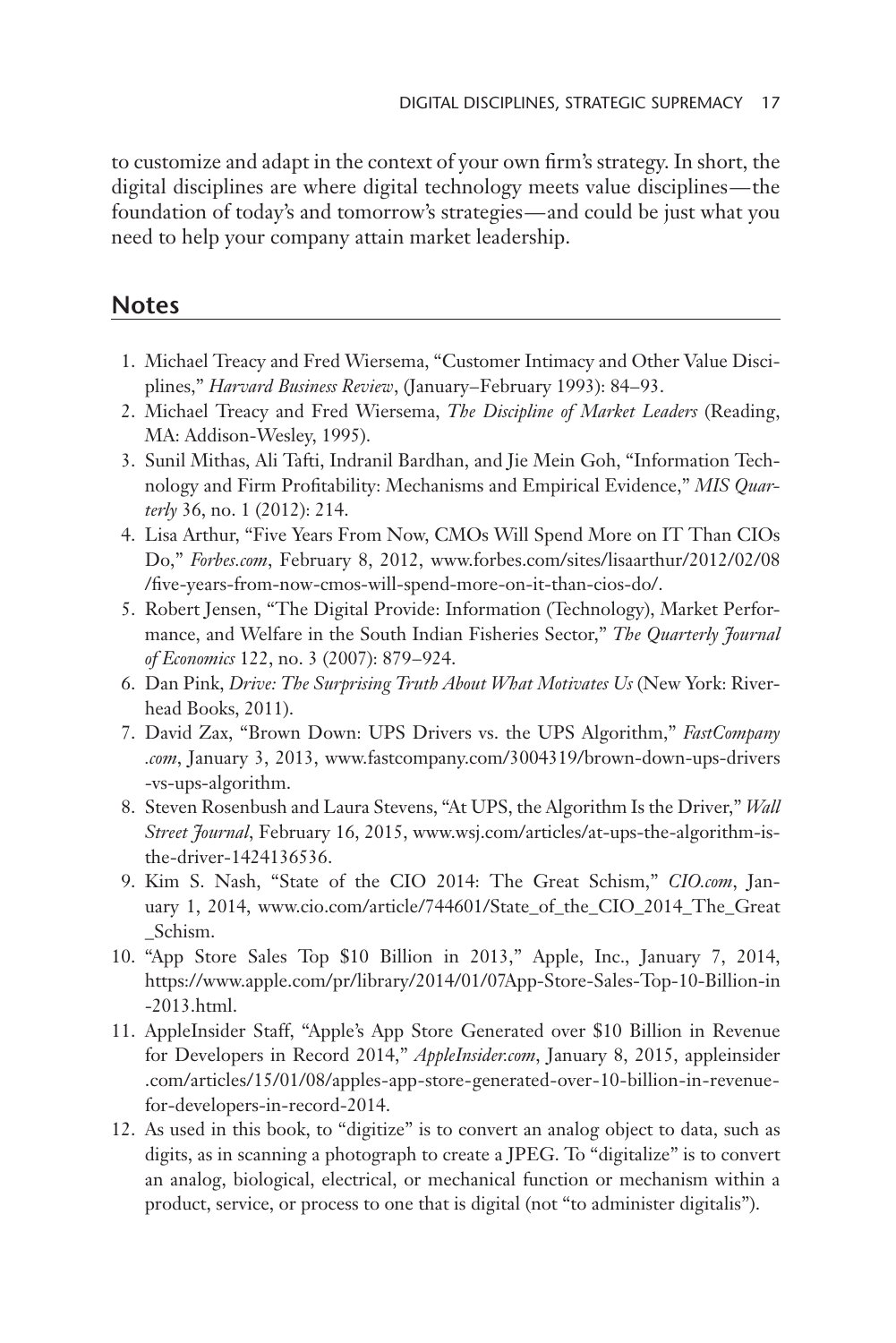to customize and adapt in the context of your own firm's strategy. In short, the digital disciplines are where digital technology meets value disciplines—the foundation of today's and tomorrow's strategies—and could be just what you need to help your company attain market leadership.

## Notes

1. Michael Treacy and Fred Wiersema, "Customer Intimacy and Other Value Disciplines," *Harvard Business Review*, (January–February 1993): 84–93.
2. Michael Treacy and Fred Wiersema, *The Discipline of Market Leaders* (Reading, MA: Addison-Wesley, 1995).
3. Sunil Mithas, Ali Tafti, Indranil Bardhan, and Jie Mein Goh, "Information Technology and Firm Profitability: Mechanisms and Empirical Evidence," *MIS Quarterly* 36, no. 1 (2012): 214.
4. Lisa Arthur, "Five Years From Now, CMOs Will Spend More on IT Than CIOs Do," *Forbes.com*, February 8, 2012, www.forbes.com/sites/lisaarthur/2012/02/08/five-years-from-now-cmos-will-spend-more-on-it-than-cios-do/.
5. Robert Jensen, "The Digital Provide: Information (Technology), Market Performance, and Welfare in the South Indian Fisheries Sector," *The Quarterly Journal of Economics* 122, no. 3 (2007): 879–924.
6. Dan Pink, *Drive: The Surprising Truth About What Motivates Us* (New York: Riverhead Books, 2011).
7. David Zax, "Brown Down: UPS Drivers vs. the UPS Algorithm," *FastCompany.com*, January 3, 2013, www.fastcompany.com/3004319/brown-down-ups-drivers-vs-ups-algorithm.
8. Steven Rosenbush and Laura Stevens, "At UPS, the Algorithm Is the Driver," *Wall Street Journal*, February 16, 2015, www.wsj.com/articles/at-ups-the-algorithm-is-the-driver-1424136536.
9. Kim S. Nash, "State of the CIO 2014: The Great Schism," *CIO.com*, January 1, 2014, www.cio.com/article/744601/State_of_the_CIO_2014_The_Great_Schism.
10. "App Store Sales Top $10 Billion in 2013," Apple, Inc., January 7, 2014, https://www.apple.com/pr/library/2014/01/07App-Store-Sales-Top-10-Billion-in-2013.html.
11. AppleInsider Staff, "Apple's App Store Generated over $10 Billion in Revenue for Developers in Record 2014," *AppleInsider.com*, January 8, 2015, appleinsider.com/articles/15/01/08/apples-app-store-generated-over-10-billion-in-revenue-for-developers-in-record-2014.
12. As used in this book, to "digitize" is to convert an analog object to data, such as digits, as in scanning a photograph to create a JPEG. To "digitalize" is to convert an analog, biological, electrical, or mechanical function or mechanism within a product, service, or process to one that is digital (not "to administer digitalis").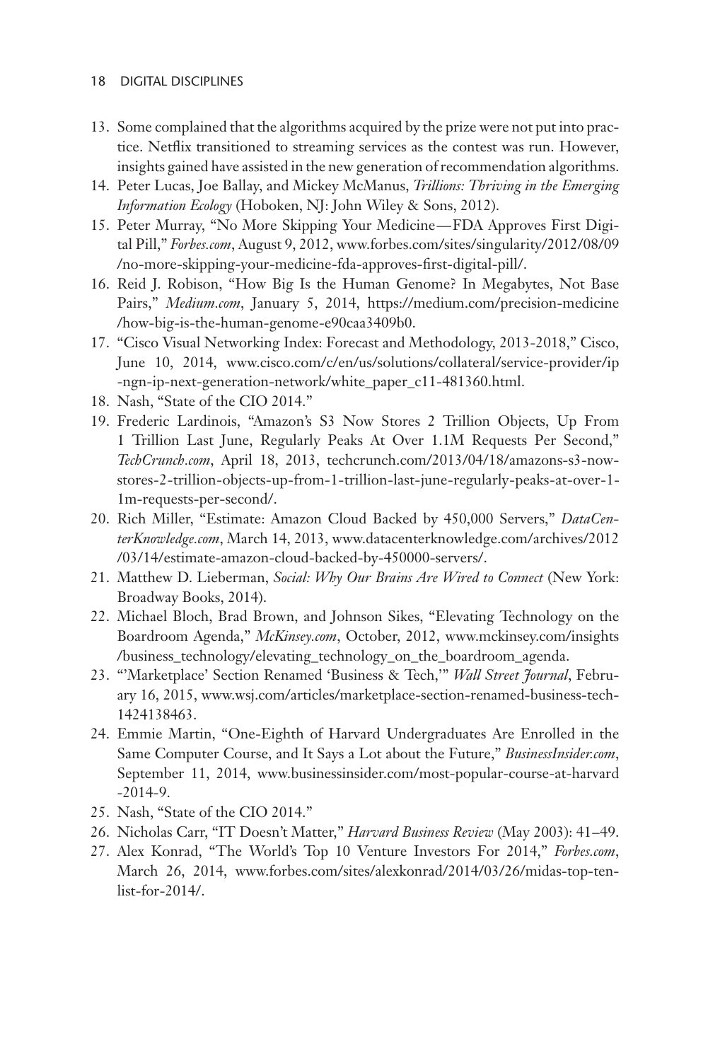13. Some complained that the algorithms acquired by the prize were not put into practice. Netflix transitioned to streaming services as the contest was run. However, insights gained have assisted in the new generation of recommendation algorithms.
14. Peter Lucas, Joe Ballay, and Mickey McManus, *Trillions: Thriving in the Emerging Information Ecology* (Hoboken, NJ: John Wiley & Sons, 2012).
15. Peter Murray, "No More Skipping Your Medicine—FDA Approves First Digital Pill," *Forbes.com*, August 9, 2012, www.forbes.com/sites/singularity/2012/08/09/no-more-skipping-your-medicine-fda-approves-first-digital-pill/.
16. Reid J. Robison, "How Big Is the Human Genome? In Megabytes, Not Base Pairs," *Medium.com*, January 5, 2014, https://medium.com/precision-medicine/how-big-is-the-human-genome-e90caa3409b0.
17. "Cisco Visual Networking Index: Forecast and Methodology, 2013-2018," Cisco, June 10, 2014, www.cisco.com/c/en/us/solutions/collateral/service-provider/ip-ngn-ip-next-generation-network/white_paper_c11-481360.html.
18. Nash, "State of the CIO 2014."
19. Frederic Lardinois, "Amazon's S3 Now Stores 2 Trillion Objects, Up From 1 Trillion Last June, Regularly Peaks At Over 1.1M Requests Per Second," *TechCrunch.com*, April 18, 2013, techcrunch.com/2013/04/18/amazons-s3-now-stores-2-trillion-objects-up-from-1-trillion-last-june-regularly-peaks-at-over-1-1m-requests-per-second/.
20. Rich Miller, "Estimate: Amazon Cloud Backed by 450,000 Servers," *DataCenterKnowledge.com*, March 14, 2013, www.datacenterknowledge.com/archives/2012/03/14/estimate-amazon-cloud-backed-by-450000-servers/.
21. Matthew D. Lieberman, *Social: Why Our Brains Are Wired to Connect* (New York: Broadway Books, 2014).
22. Michael Bloch, Brad Brown, and Johnson Sikes, "Elevating Technology on the Boardroom Agenda," *McKinsey.com*, October, 2012, www.mckinsey.com/insights/business_technology/elevating_technology_on_the_boardroom_agenda.
23. "'Marketplace' Section Renamed 'Business & Tech,'" *Wall Street Journal*, February 16, 2015, www.wsj.com/articles/marketplace-section-renamed-business-tech-1424138463.
24. Emmie Martin, "One-Eighth of Harvard Undergraduates Are Enrolled in the Same Computer Course, and It Says a Lot about the Future," *BusinessInsider.com*, September 11, 2014, www.businessinsider.com/most-popular-course-at-harvard-2014-9.
25. Nash, "State of the CIO 2014."
26. Nicholas Carr, "IT Doesn't Matter," *Harvard Business Review* (May 2003): 41–49.
27. Alex Konrad, "The World's Top 10 Venture Investors For 2014," *Forbes.com*, March 26, 2014, www.forbes.com/sites/alexkonrad/2014/03/26/midas-top-ten-list-for-2014/.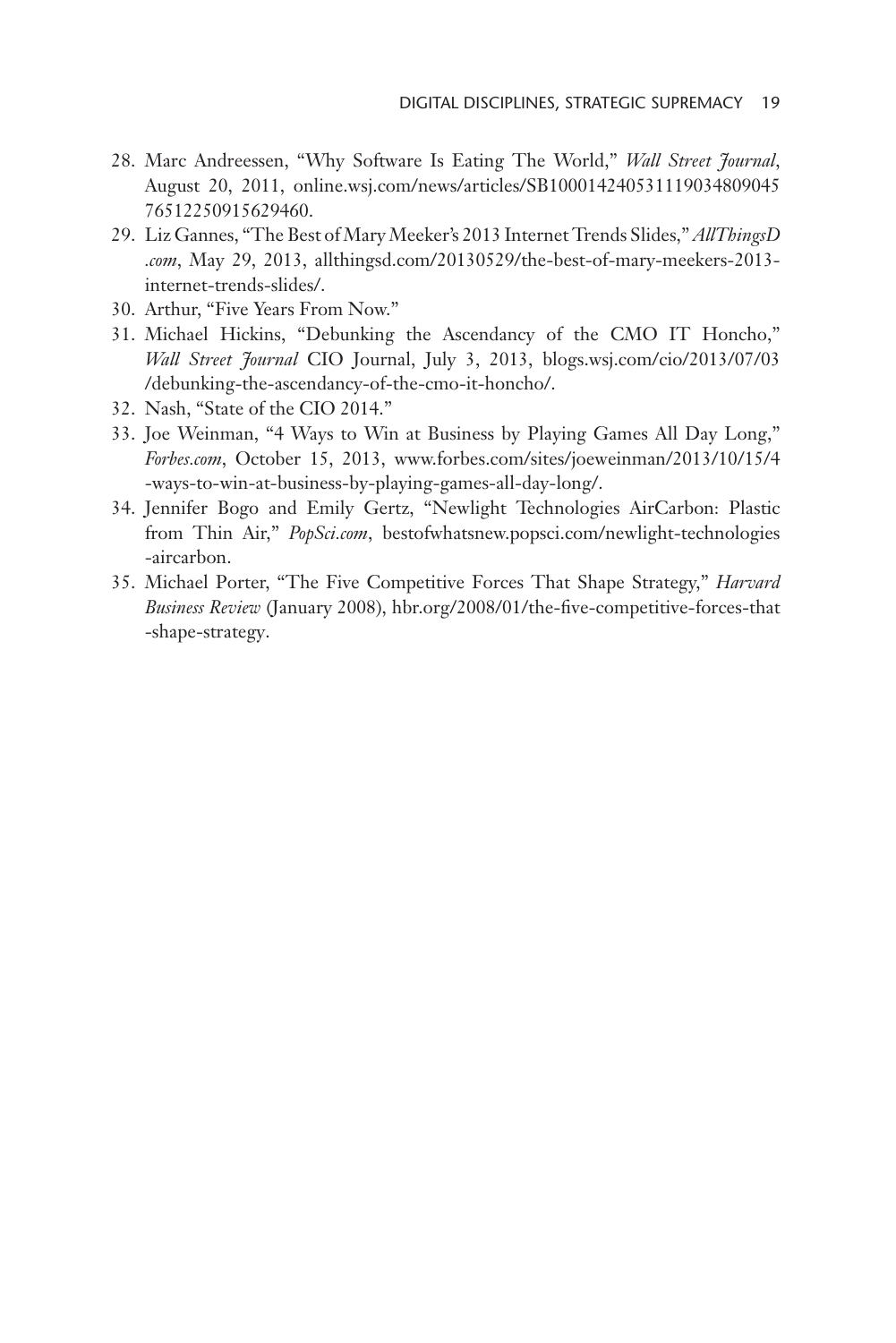28. Marc Andreessen, "Why Software Is Eating The World," *Wall Street Journal*, August 20, 2011, online.wsj.com/news/articles/SB10001424053111903480904576512250915629460.
29. Liz Gannes, "The Best of Mary Meeker's 2013 Internet Trends Slides," *AllThingsD.com*, May 29, 2013, allthingsd.com/20130529/the-best-of-mary-meekers-2013-internet-trends-slides/.
30. Arthur, "Five Years From Now."
31. Michael Hickins, "Debunking the Ascendancy of the CMO IT Honcho," *Wall Street Journal* CIO Journal, July 3, 2013, blogs.wsj.com/cio/2013/07/03/debunking-the-ascendancy-of-the-cmo-it-honcho/.
32. Nash, "State of the CIO 2014."
33. Joe Weinman, "4 Ways to Win at Business by Playing Games All Day Long," *Forbes.com*, October 15, 2013, www.forbes.com/sites/joeweinman/2013/10/15/4-ways-to-win-at-business-by-playing-games-all-day-long/.
34. Jennifer Bogo and Emily Gertz, "Newlight Technologies AirCarbon: Plastic from Thin Air," *PopSci.com*, bestofwhatsnew.popsci.com/newlight-technologies-aircarbon.
35. Michael Porter, "The Five Competitive Forces That Shape Strategy," *Harvard Business Review* (January 2008), hbr.org/2008/01/the-five-competitive-forces-that-shape-strategy.